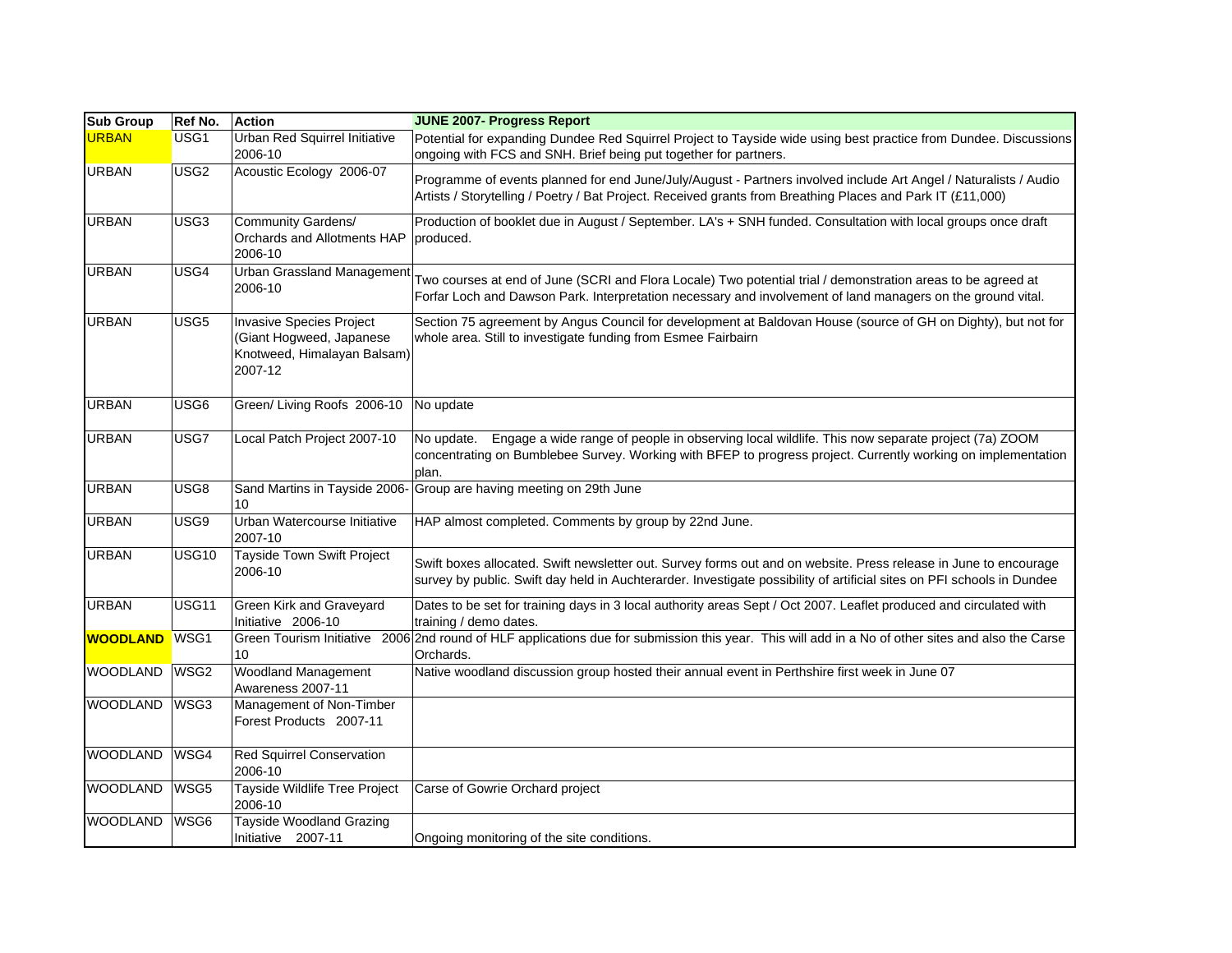| Sub Group | Ref No. | Action | JUNE 2007- Progress Report |
|---|---|---|---|
| URBAN | USG1 | Urban Red Squirrel Initiative 2006-10 | Potential for expanding Dundee Red Squirrel Project to Tayside wide using best practice from Dundee. Discussions ongoing with FCS and SNH. Brief being put together for partners. |
| URBAN | USG2 | Acoustic Ecology 2006-07 | Programme of events planned for end June/July/August - Partners involved include Art Angel / Naturalists / Audio Artists / Storytelling / Poetry / Bat Project. Received grants from Breathing Places and Park IT (£11,000) |
| URBAN | USG3 | Community Gardens/ Orchards and Allotments HAP 2006-10 | Production of booklet due in August / September. LA's + SNH funded. Consultation with local groups once draft produced. |
| URBAN | USG4 | Urban Grassland Management 2006-10 | Two courses at end of June (SCRI and Flora Locale) Two potential trial / demonstration areas to be agreed at Forfar Loch and Dawson Park. Interpretation necessary and involvement of land managers on the ground vital. |
| URBAN | USG5 | Invasive Species Project (Giant Hogweed, Japanese Knotweed, Himalayan Balsam) 2007-12 | Section 75 agreement by Angus Council for development at Baldovan House (source of GH on Dighty), but not for whole area. Still to investigate funding from Esmee Fairbairn |
| URBAN | USG6 | Green/ Living Roofs 2006-10 | No update |
| URBAN | USG7 | Local Patch Project 2007-10 | No update. Engage a wide range of people in observing local wildlife. This now separate project (7a) ZOOM concentrating on Bumblebee Survey. Working with BFEP to progress project. Currently working on implementation plan. |
| URBAN | USG8 | Sand Martins in Tayside 2006-10 | Group are having meeting on 29th June |
| URBAN | USG9 | Urban Watercourse Initiative 2007-10 | HAP almost completed. Comments by group by 22nd June. |
| URBAN | USG10 | Tayside Town Swift Project 2006-10 | Swift boxes allocated. Swift newsletter out. Survey forms out and on website. Press release in June to encourage survey by public. Swift day held in Auchterarder. Investigate possibility of artificial sites on PFI schools in Dundee |
| URBAN | USG11 | Green Kirk and Graveyard Initiative 2006-10 | Dates to be set for training days in 3 local authority areas Sept / Oct 2007. Leaflet produced and circulated with training / demo dates. |
| **WOODLAND** | WSG1 | Green Tourism Initiative 2006-10 | 2nd round of HLF applications due for submission this year. This will add in a No of other sites and also the Carse Orchards. |
| WOODLAND | WSG2 | Woodland Management Awareness 2007-11 | Native woodland discussion group hosted their annual event in Perthshire first week in June 07 |
| WOODLAND | WSG3 | Management of Non-Timber Forest Products 2007-11 | |
| WOODLAND | WSG4 | Red Squirrel Conservation 2006-10 | |
| WOODLAND | WSG5 | Tayside Wildlife Tree Project 2006-10 | Carse of Gowrie Orchard project |
| WOODLAND | WSG6 | Tayside Woodland Grazing Initiative 2007-11 | Ongoing monitoring of the site conditions. |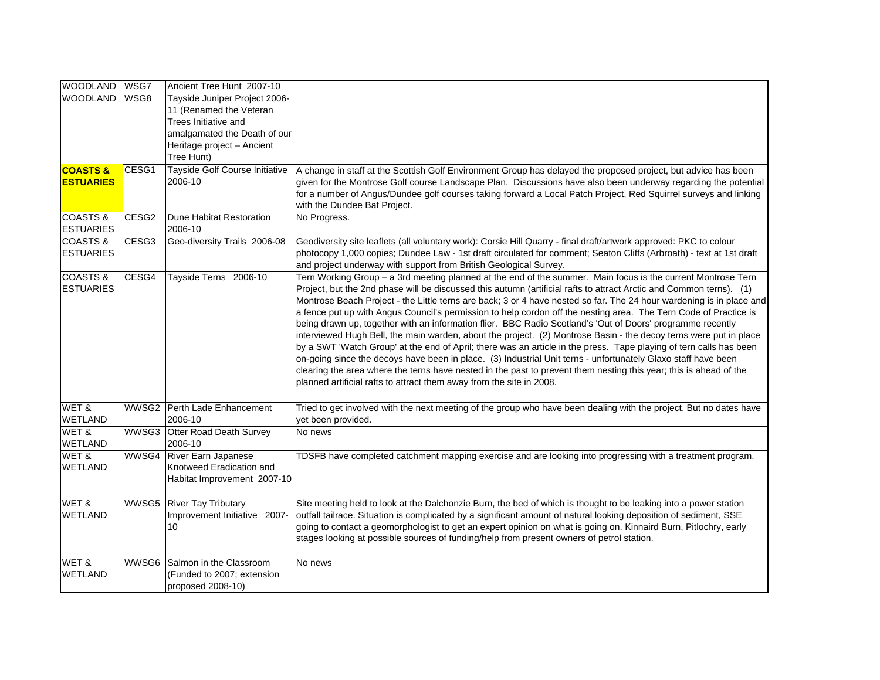| | | | |
|---|---|---|---|
| WOODLAND | WSG7 | Ancient Tree Hunt 2007-10 | |
| WOODLAND | WSG8 | Tayside Juniper Project 2006-11 (Renamed the Veteran Trees Initiative and amalgamated the Death of our Heritage project – Ancient Tree Hunt) | |
| **COASTS & ESTUARIES** | CESG1 | Tayside Golf Course Initiative 2006-10 | A change in staff at the Scottish Golf Environment Group has delayed the proposed project, but advice has been given for the Montrose Golf course Landscape Plan. Discussions have also been underway regarding the potential for a number of Angus/Dundee golf courses taking forward a Local Patch Project, Red Squirrel surveys and linking with the Dundee Bat Project. |
| COASTS & ESTUARIES | CESG2 | Dune Habitat Restoration 2006-10 | No Progress. |
| COASTS & ESTUARIES | CESG3 | Geo-diversity Trails 2006-08 | Geodiversity site leaflets (all voluntary work): Corsie Hill Quarry - final draft/artwork approved: PKC to colour photocopy 1,000 copies; Dundee Law - 1st draft circulated for comment; Seaton Cliffs (Arbroath) - text at 1st draft and project underway with support from British Geological Survey. |
| COASTS & ESTUARIES | CESG4 | Tayside Terns 2006-10 | Tern Working Group – a 3rd meeting planned at the end of the summer. Main focus is the current Montrose Tern Project, but the 2nd phase will be discussed this autumn (artificial rafts to attract Arctic and Common terns). (1) Montrose Beach Project - the Little terns are back; 3 or 4 have nested so far. The 24 hour wardening is in place and a fence put up with Angus Council's permission to help cordon off the nesting area. The Tern Code of Practice is being drawn up, together with an information flier. BBC Radio Scotland's 'Out of Doors' programme recently interviewed Hugh Bell, the main warden, about the project. (2) Montrose Basin - the decoy terns were put in place by a SWT 'Watch Group' at the end of April; there was an article in the press. Tape playing of tern calls has been on-going since the decoys have been in place. (3) Industrial Unit terns - unfortunately Glaxo staff have been clearing the area where the terns have nested in the past to prevent them nesting this year; this is ahead of the planned artificial rafts to attract them away from the site in 2008. |
| WET & WETLAND | WWSG2 | Perth Lade Enhancement 2006-10 | Tried to get involved with the next meeting of the group who have been dealing with the project. But no dates have yet been provided. |
| WET & WETLAND | WWSG3 | Otter Road Death Survey 2006-10 | No news |
| WET & WETLAND | WWSG4 | River Earn Japanese Knotweed Eradication and Habitat Improvement 2007-10 | TDSFB have completed catchment mapping exercise and are looking into progressing with a treatment program. |
| WET & WETLAND | WWSG5 | River Tay Tributary Improvement Initiative 2007-10 | Site meeting held to look at the Dalchonzie Burn, the bed of which is thought to be leaking into a power station outfall tailrace. Situation is complicated by a significant amount of natural looking deposition of sediment, SSE going to contact a geomorphologist to get an expert opinion on what is going on. Kinnaird Burn, Pitlochry, early stages looking at possible sources of funding/help from present owners of petrol station. |
| WET & WETLAND | WWSG6 | Salmon in the Classroom (Funded to 2007; extension proposed 2008-10) | No news |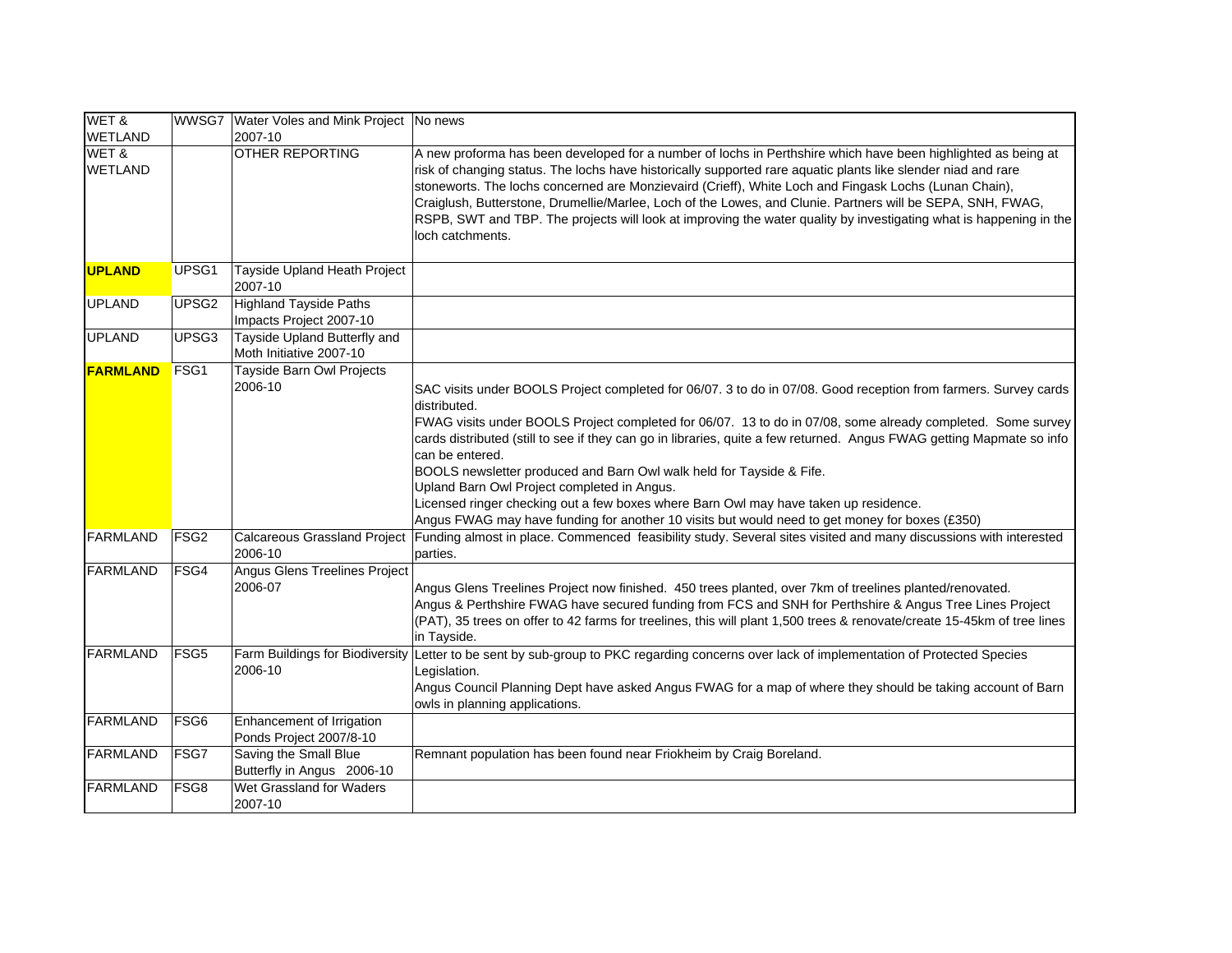| | | | |
|---|---|---|---|
| WET & WETLAND | WWSG7 | Water Voles and Mink Project 2007-10 | No news |
| WET & WETLAND | | OTHER REPORTING | A new proforma has been developed for a number of lochs in Perthshire which have been highlighted as being at risk of changing status. The lochs have historically supported rare aquatic plants like slender niad and rare stoneworts. The lochs concerned are Monzievaird (Crieff), White Loch and Fingask Lochs (Lunan Chain), Craiglush, Butterstone, Drumellie/Marlee, Loch of the Lowes, and Clunie. Partners will be SEPA, SNH, FWAG, RSPB, SWT and TBP. The projects will look at improving the water quality by investigating what is happening in the loch catchments. |
| **UPLAND** | UPSG1 | Tayside Upland Heath Project 2007-10 | |
| UPLAND | UPSG2 | Highland Tayside Paths Impacts Project 2007-10 | |
| UPLAND | UPSG3 | Tayside Upland Butterfly and Moth Initiative 2007-10 | |
| **FARMLAND** | FSG1 | Tayside Barn Owl Projects 2006-10 | SAC visits under BOOLS Project completed for 06/07. 3 to do in 07/08. Good reception from farmers. Survey cards distributed.<br>FWAG visits under BOOLS Project completed for 06/07. 13 to do in 07/08, some already completed. Some survey cards distributed (still to see if they can go in libraries, quite a few returned. Angus FWAG getting Mapmate so info can be entered.<br>BOOLS newsletter produced and Barn Owl walk held for Tayside & Fife.<br>Upland Barn Owl Project completed in Angus.<br>Licensed ringer checking out a few boxes where Barn Owl may have taken up residence.<br>Angus FWAG may have funding for another 10 visits but would need to get money for boxes (£350) |
| FARMLAND | FSG2 | Calcareous Grassland Project 2006-10 | Funding almost in place. Commenced feasibility study. Several sites visited and many discussions with interested parties. |
| FARMLAND | FSG4 | Angus Glens Treelines Project 2006-07 | Angus Glens Treelines Project now finished. 450 trees planted, over 7km of treelines planted/renovated.<br>Angus & Perthshire FWAG have secured funding from FCS and SNH for Perthshire & Angus Tree Lines Project (PAT), 35 trees on offer to 42 farms for treelines, this will plant 1,500 trees & renovate/create 15-45km of tree lines in Tayside. |
| FARMLAND | FSG5 | Farm Buildings for Biodiversity 2006-10 | Letter to be sent by sub-group to PKC regarding concerns over lack of implementation of Protected Species Legislation.<br>Angus Council Planning Dept have asked Angus FWAG for a map of where they should be taking account of Barn owls in planning applications. |
| FARMLAND | FSG6 | Enhancement of Irrigation Ponds Project 2007/8-10 | |
| FARMLAND | FSG7 | Saving the Small Blue Butterfly in Angus 2006-10 | Remnant population has been found near Friokheim by Craig Boreland. |
| FARMLAND | FSG8 | Wet Grassland for Waders 2007-10 | |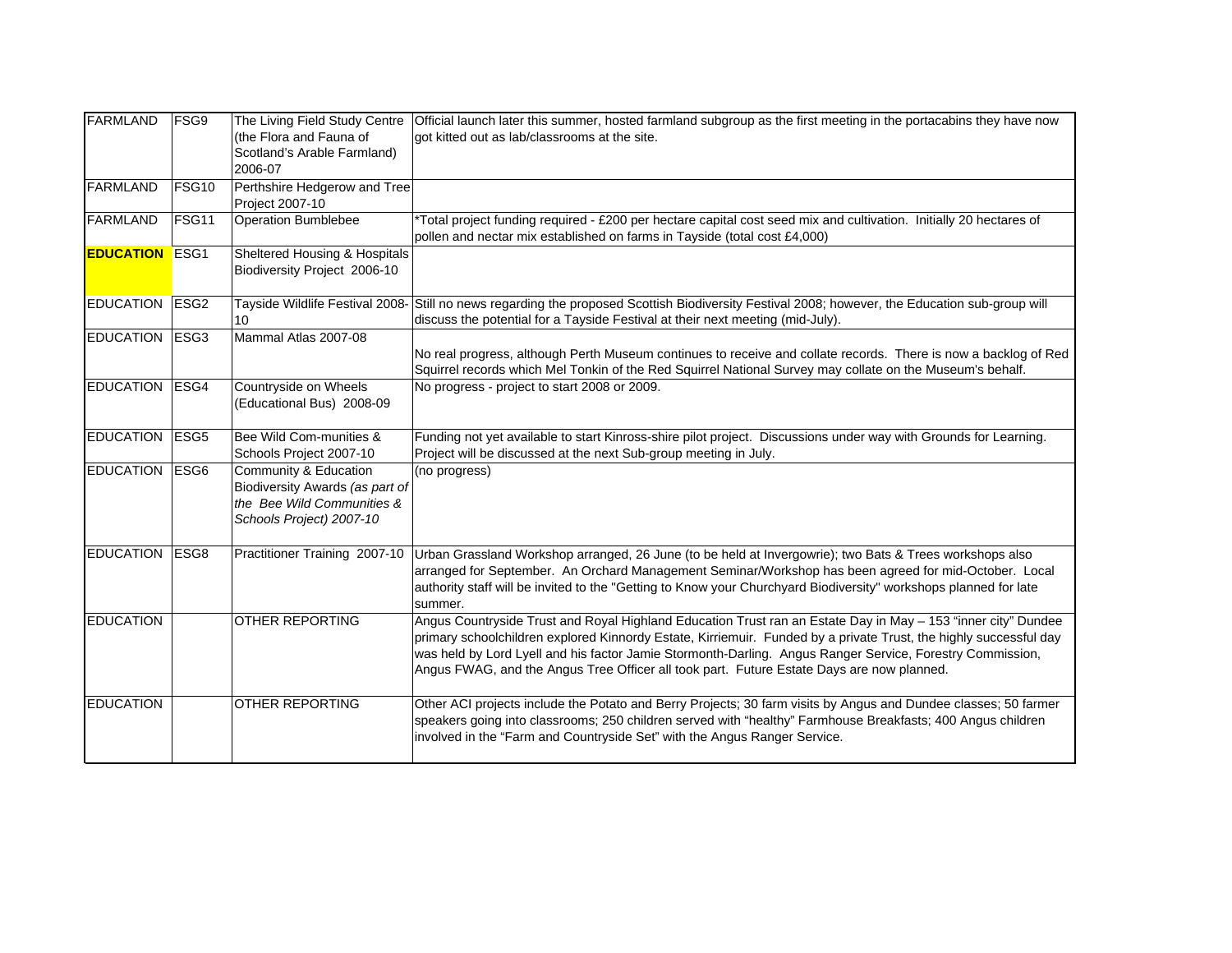| | | | |
|---|---|---|---|
| FARMLAND | FSG9 | The Living Field Study Centre (the Flora and Fauna of Scotland's Arable Farmland) 2006-07 | Official launch later this summer, hosted farmland subgroup as the first meeting in the portacabins they have now got kitted out as lab/classrooms at the site. |
| FARMLAND | FSG10 | Perthshire Hedgerow and Tree Project 2007-10 | |
| FARMLAND | FSG11 | Operation Bumblebee | *Total project funding required - £200 per hectare capital cost seed mix and cultivation. Initially 20 hectares of pollen and nectar mix established on farms in Tayside (total cost £4,000) |
| **EDUCATION** | ESG1 | Sheltered Housing & Hospitals Biodiversity Project 2006-10 | |
| EDUCATION | ESG2 | Tayside Wildlife Festival 2008-10 | Still no news regarding the proposed Scottish Biodiversity Festival 2008; however, the Education sub-group will discuss the potential for a Tayside Festival at their next meeting (mid-July). |
| EDUCATION | ESG3 | Mammal Atlas 2007-08 | No real progress, although Perth Museum continues to receive and collate records. There is now a backlog of Red Squirrel records which Mel Tonkin of the Red Squirrel National Survey may collate on the Museum's behalf. |
| EDUCATION | ESG4 | Countryside on Wheels (Educational Bus) 2008-09 | No progress - project to start 2008 or 2009. |
| EDUCATION | ESG5 | Bee Wild Com-munities & Schools Project 2007-10 | Funding not yet available to start Kinross-shire pilot project. Discussions under way with Grounds for Learning. Project will be discussed at the next Sub-group meeting in July. |
| EDUCATION | ESG6 | Community & Education Biodiversity Awards *(as part of the Bee Wild Communities & Schools Project) 2007-10* | (no progress) |
| EDUCATION | ESG8 | Practitioner Training 2007-10 | Urban Grassland Workshop arranged, 26 June (to be held at Invergowrie); two Bats & Trees workshops also arranged for September. An Orchard Management Seminar/Workshop has been agreed for mid-October. Local authority staff will be invited to the "Getting to Know your Churchyard Biodiversity" workshops planned for late summer. |
| EDUCATION | | OTHER REPORTING | Angus Countryside Trust and Royal Highland Education Trust ran an Estate Day in May – 153 "inner city" Dundee primary schoolchildren explored Kinnordy Estate, Kirriemuir. Funded by a private Trust, the highly successful day was held by Lord Lyell and his factor Jamie Stormonth-Darling. Angus Ranger Service, Forestry Commission, Angus FWAG, and the Angus Tree Officer all took part. Future Estate Days are now planned. |
| EDUCATION | | OTHER REPORTING | Other ACI projects include the Potato and Berry Projects; 30 farm visits by Angus and Dundee classes; 50 farmer speakers going into classrooms; 250 children served with "healthy" Farmhouse Breakfasts; 400 Angus children involved in the "Farm and Countryside Set" with the Angus Ranger Service. |